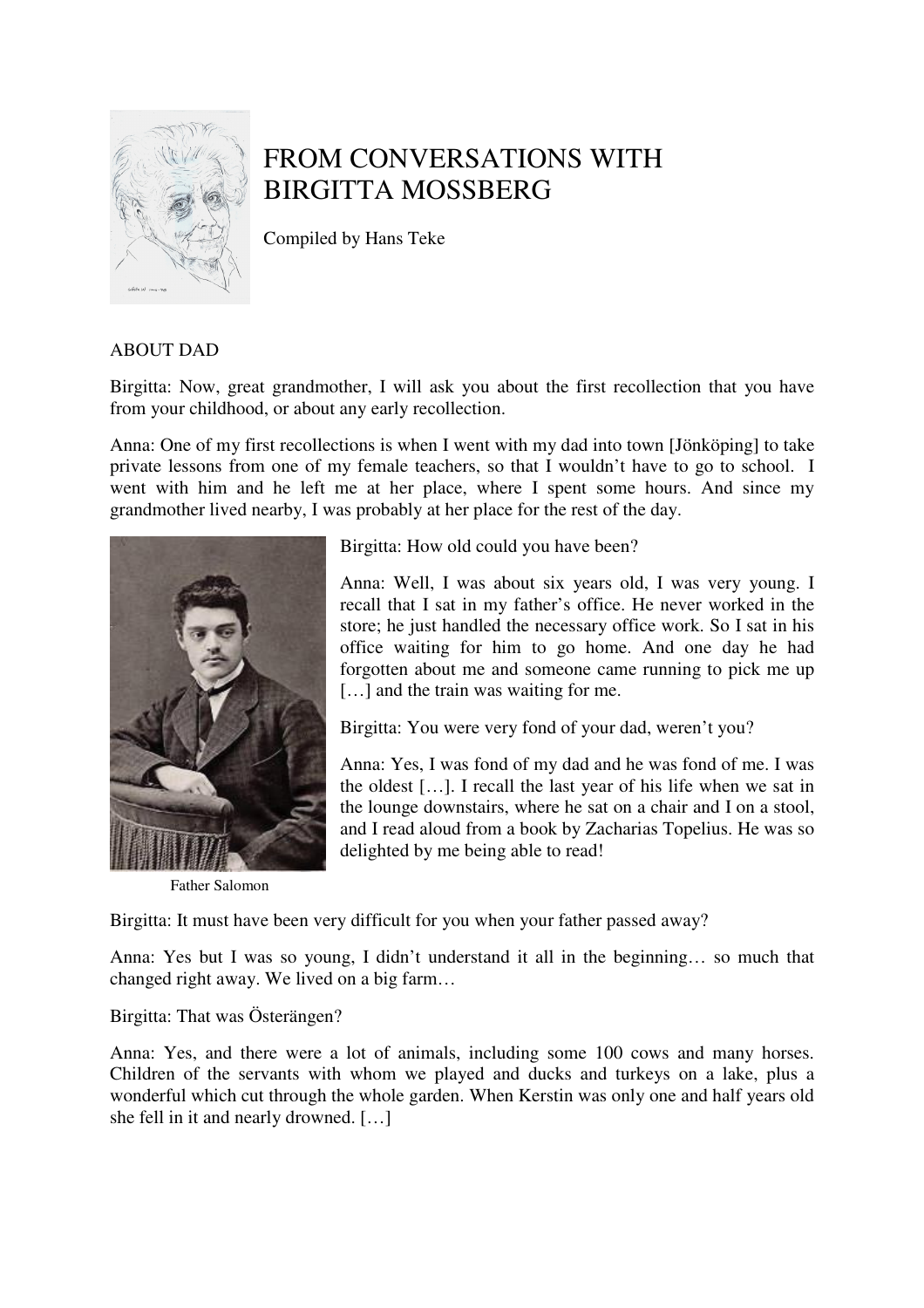# FROM CONVERSATIONS WITH BIRGITTA MOSSBERG

Compiled by Hans Teke

## ABOUT DAD

Birgitta: Now, great grandmother, I will ask you about the first recollection that you have from your childhood, or about any early recollection.

Anna: One of my first recollections is when I went with my dad into town [Jönköping] to take private lessons from one of my female teachers, so that I wouldn't have to go to school. I went with him and he left me at her place, where I spent some hours. And since my grandmother lived nearby, I was probably at her place for the rest of the day.

Birgitta: How old could you have been?

Anna: Well, I was about six years old, I was very young. I recall that I sat in my father's office. He never worked in the store; he just handled the necessary office work. So I sat in his office waiting for him to go home. And one day he had forgotten about me and someone came running to pick me up […] and the train was waiting for me.

Birgitta: You were very fond of your dad, weren't you?

Anna: Yes, I was fond of my dad and he was fond of me. I was the oldest […]. I recall the last year of his life when we sat in the lounge downstairs, where he sat on a chair and I on a stool, and I read aloud from a book by Zacharias Topelius. He was so delighted by me being able to read!

Father Salomon

Birgitta: It must have been very difficult for you when your father passed away?

Anna: Yes but I was so young, I didn't understand it all in the beginning… so much that changed right away. We lived on a big farm…

Birgitta: That was Österängen?

Anna: Yes, and there were a lot of animals, including some 100 cows and many horses. Children of the servants with whom we played and ducks and turkeys on a lake, plus a wonderful which cut through the whole garden. When Kerstin was only one and half years old she fell in it and nearly drowned. […]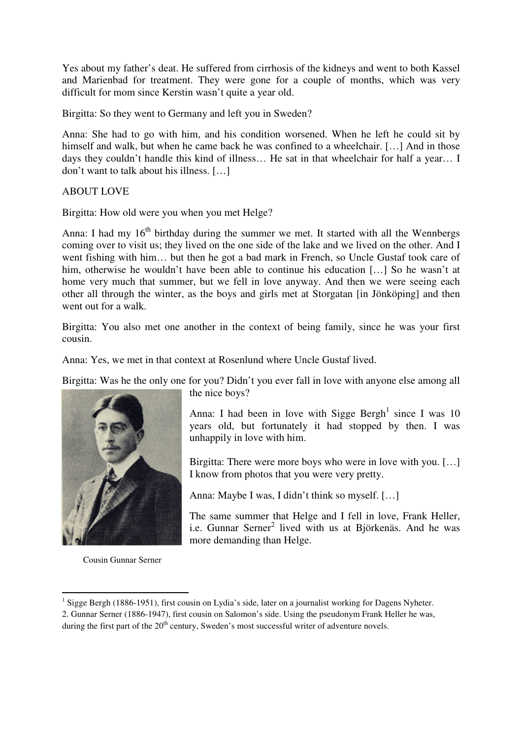Yes about my father's deat. He suffered from cirrhosis of the kidneys and went to both Kassel and Marienbad for treatment. They were gone for a couple of months, which was very difficult for mom since Kerstin wasn't quite a year old.

Birgitta: So they went to Germany and left you in Sweden?

Anna: She had to go with him, and his condition worsened. When he left he could sit by himself and walk, but when he came back he was confined to a wheelchair. […] And in those days they couldn't handle this kind of illness… He sat in that wheelchair for half a year… I don't want to talk about his illness. […]

ABOUT LOVE

Birgitta: How old were you when you met Helge?

Anna: I had my 16[th] birthday during the summer we met. It started with all the Wennbergs coming over to visit us; they lived on the one side of the lake and we lived on the other. And I went fishing with him… but then he got a bad mark in French, so Uncle Gustaf took care of him, otherwise he wouldn't have been able to continue his education […] So he wasn't at home very much that summer, but we fell in love anyway. And then we were seeing each other all through the winter, as the boys and girls met at Storgatan [in Jönköping] and then went out for a walk.

Birgitta: You also met one another in the context of being family, since he was your first cousin.

Anna: Yes, we met in that context at Rosenlund where Uncle Gustaf lived.

Birgitta: Was he the only one for you? Didn't you ever fall in love with anyone else among all the nice boys?

Anna: I had been in love with Sigge Bergh[1] since I was 10 years old, but fortunately it had stopped by then. I was unhappily in love with him.

Birgitta: There were more boys who were in love with you. […] I know from photos that you were very pretty.

Anna: Maybe I was, I didn't think so myself. […]

The same summer that Helge and I fell in love, Frank Heller, i.e. Gunnar Serner[2] lived with us at Björkenäs. And he was more demanding than Helge.

Cousin Gunnar Serner

---

[1] Sigge Bergh (1886-1951), first cousin on Lydia's side, later on a journalist working for Dagens Nyheter.

2. Gunnar Serner (1886-1947), first cousin on Salomon's side. Using the pseudonym Frank Heller he was, during the first part of the 20[th] century, Sweden's most successful writer of adventure novels.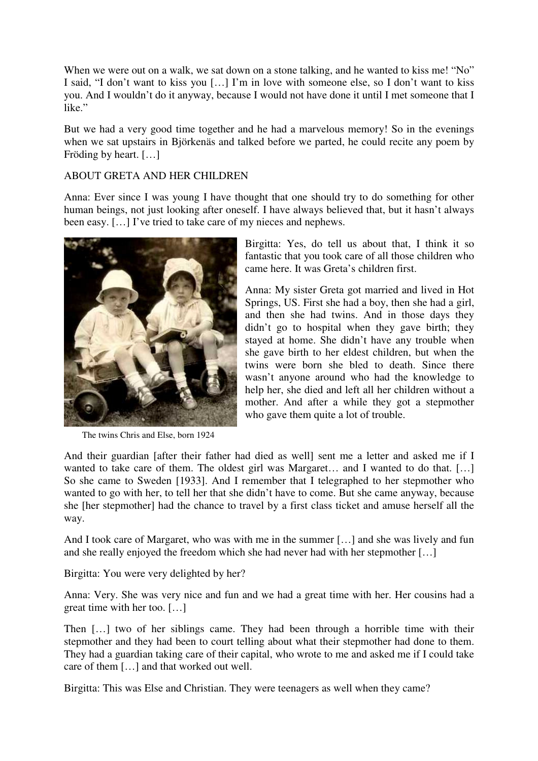When we were out on a walk, we sat down on a stone talking, and he wanted to kiss me! "No" I said, "I don't want to kiss you […] I'm in love with someone else, so I don't want to kiss you. And I wouldn't do it anyway, because I would not have done it until I met someone that I like."

But we had a very good time together and he had a marvelous memory! So in the evenings when we sat upstairs in Björkenäs and talked before we parted, he could recite any poem by Fröding by heart. […]

ABOUT GRETA AND HER CHILDREN

Anna: Ever since I was young I have thought that one should try to do something for other human beings, not just looking after oneself. I have always believed that, but it hasn't always been easy. […] I've tried to take care of my nieces and nephews.

Birgitta: Yes, do tell us about that, I think it so fantastic that you took care of all those children who came here. It was Greta's children first.

Anna: My sister Greta got married and lived in Hot Springs, US. First she had a boy, then she had a girl, and then she had twins. And in those days they didn't go to hospital when they gave birth; they stayed at home. She didn't have any trouble when she gave birth to her eldest children, but when the twins were born she bled to death. Since there wasn't anyone around who had the knowledge to help her, she died and left all her children without a mother. And after a while they got a stepmother who gave them quite a lot of trouble.

The twins Chris and Else, born 1924

And their guardian [after their father had died as well] sent me a letter and asked me if I wanted to take care of them. The oldest girl was Margaret… and I wanted to do that. […] So she came to Sweden [1933]. And I remember that I telegraphed to her stepmother who wanted to go with her, to tell her that she didn't have to come. But she came anyway, because she [her stepmother] had the chance to travel by a first class ticket and amuse herself all the way.

And I took care of Margaret, who was with me in the summer […] and she was lively and fun and she really enjoyed the freedom which she had never had with her stepmother […]

Birgitta: You were very delighted by her?

Anna: Very. She was very nice and fun and we had a great time with her. Her cousins had a great time with her too. […]

Then […] two of her siblings came. They had been through a horrible time with their stepmother and they had been to court telling about what their stepmother had done to them. They had a guardian taking care of their capital, who wrote to me and asked me if I could take care of them […] and that worked out well.

Birgitta: This was Else and Christian. They were teenagers as well when they came?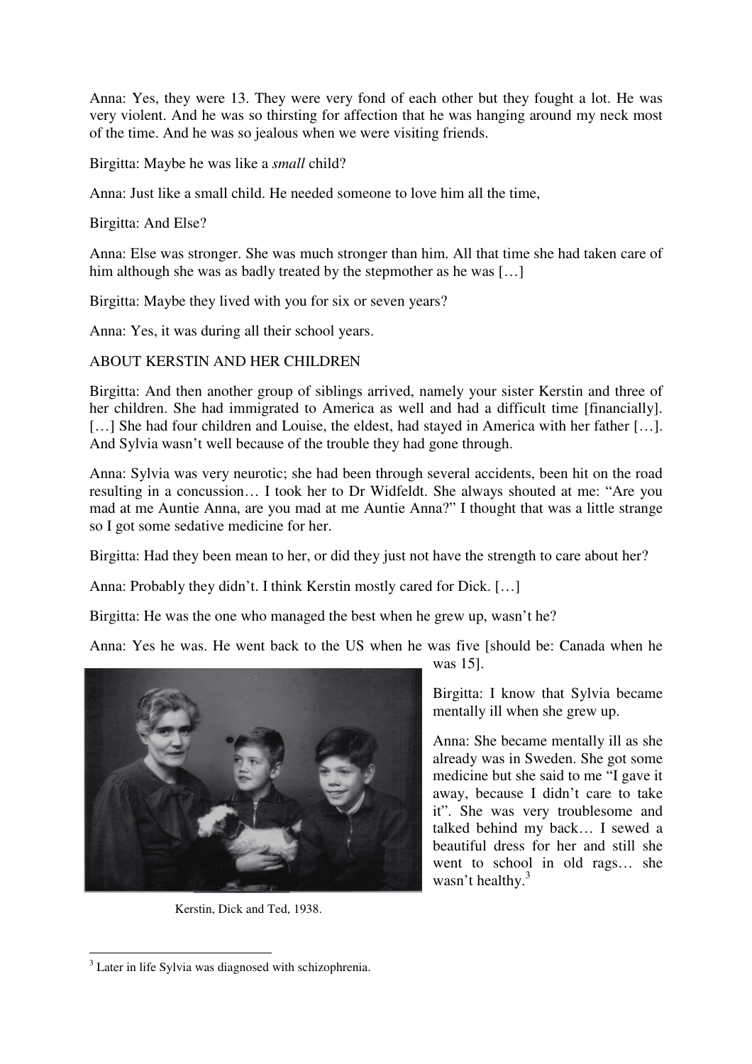Anna: Yes, they were 13. They were very fond of each other but they fought a lot. He was very violent. And he was so thirsting for affection that he was hanging around my neck most of the time. And he was so jealous when we were visiting friends.

Birgitta: Maybe he was like a *small* child?

Anna: Just like a small child. He needed someone to love him all the time,

Birgitta: And Else?

Anna: Else was stronger. She was much stronger than him. All that time she had taken care of him although she was as badly treated by the stepmother as he was […]

Birgitta: Maybe they lived with you for six or seven years?

Anna: Yes, it was during all their school years.

ABOUT KERSTIN AND HER CHILDREN

Birgitta: And then another group of siblings arrived, namely your sister Kerstin and three of her children. She had immigrated to America as well and had a difficult time [financially]. […] She had four children and Louise, the eldest, had stayed in America with her father […]. And Sylvia wasn't well because of the trouble they had gone through.

Anna: Sylvia was very neurotic; she had been through several accidents, been hit on the road resulting in a concussion… I took her to Dr Widfeldt. She always shouted at me: "Are you mad at me Auntie Anna, are you mad at me Auntie Anna?" I thought that was a little strange so I got some sedative medicine for her.

Birgitta: Had they been mean to her, or did they just not have the strength to care about her?

Anna: Probably they didn't. I think Kerstin mostly cared for Dick. […]

Birgitta: He was the one who managed the best when he grew up, wasn't he?

Anna: Yes he was. He went back to the US when he was five [should be: Canada when he was 15].

Birgitta: I know that Sylvia became mentally ill when she grew up.

Anna: She became mentally ill as she already was in Sweden. She got some medicine but she said to me "I gave it away, because I didn't care to take it". She was very troublesome and talked behind my back… I sewed a beautiful dress for her and still she went to school in old rags… she wasn't healthy.[3]

Kerstin, Dick and Ted, 1938.

[3] Later in life Sylvia was diagnosed with schizophrenia.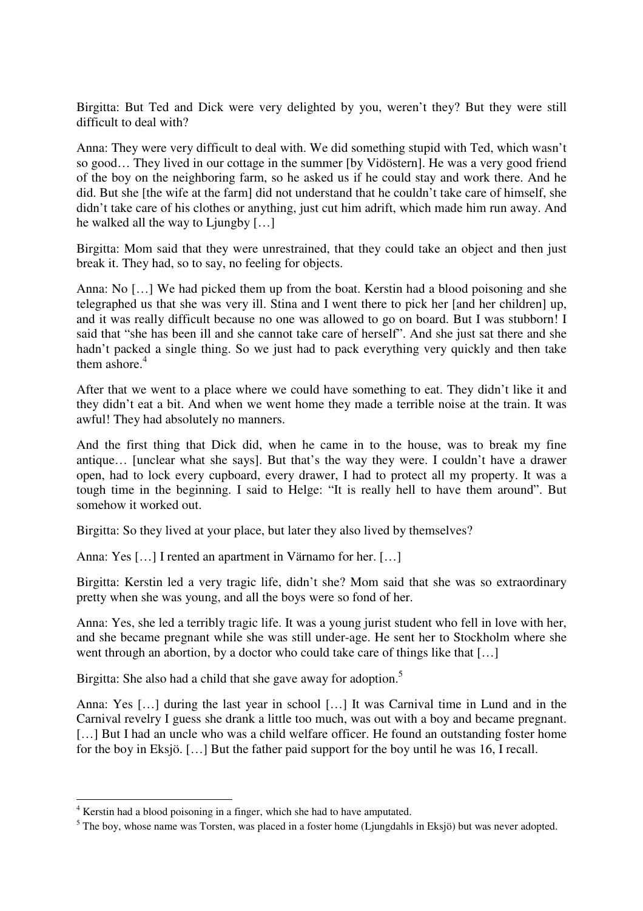Birgitta: But Ted and Dick were very delighted by you, weren't they? But they were still difficult to deal with?

Anna: They were very difficult to deal with. We did something stupid with Ted, which wasn't so good… They lived in our cottage in the summer [by Vidöstern]. He was a very good friend of the boy on the neighboring farm, so he asked us if he could stay and work there. And he did. But she [the wife at the farm] did not understand that he couldn't take care of himself, she didn't take care of his clothes or anything, just cut him adrift, which made him run away. And he walked all the way to Ljungby […]

Birgitta: Mom said that they were unrestrained, that they could take an object and then just break it. They had, so to say, no feeling for objects.

Anna: No […] We had picked them up from the boat. Kerstin had a blood poisoning and she telegraphed us that she was very ill. Stina and I went there to pick her [and her children] up, and it was really difficult because no one was allowed to go on board. But I was stubborn! I said that "she has been ill and she cannot take care of herself". And she just sat there and she hadn't packed a single thing. So we just had to pack everything very quickly and then take them ashore.[4]

After that we went to a place where we could have something to eat. They didn't like it and they didn't eat a bit. And when we went home they made a terrible noise at the train. It was awful! They had absolutely no manners.

And the first thing that Dick did, when he came in to the house, was to break my fine antique… [unclear what she says]. But that's the way they were. I couldn't have a drawer open, had to lock every cupboard, every drawer, I had to protect all my property. It was a tough time in the beginning. I said to Helge: "It is really hell to have them around". But somehow it worked out.

Birgitta: So they lived at your place, but later they also lived by themselves?

Anna: Yes […] I rented an apartment in Värnamo for her. […]

Birgitta: Kerstin led a very tragic life, didn't she? Mom said that she was so extraordinary pretty when she was young, and all the boys were so fond of her.

Anna: Yes, she led a terribly tragic life. It was a young jurist student who fell in love with her, and she became pregnant while she was still under-age. He sent her to Stockholm where she went through an abortion, by a doctor who could take care of things like that […]

Birgitta: She also had a child that she gave away for adoption.[5]

Anna: Yes […] during the last year in school […] It was Carnival time in Lund and in the Carnival revelry I guess she drank a little too much, was out with a boy and became pregnant. […] But I had an uncle who was a child welfare officer. He found an outstanding foster home for the boy in Eksjö. […] But the father paid support for the boy until he was 16, I recall.

---

[4] Kerstin had a blood poisoning in a finger, which she had to have amputated.

[5] The boy, whose name was Torsten, was placed in a foster home (Ljungdahls in Eksjö) but was never adopted.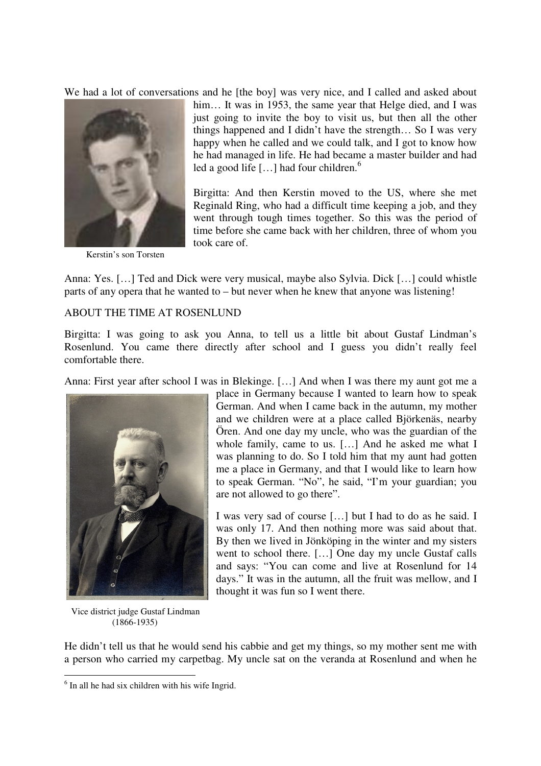We had a lot of conversations and he [the boy] was very nice, and I called and asked about him… It was in 1953, the same year that Helge died, and I was just going to invite the boy to visit us, but then all the other things happened and I didn't have the strength… So I was very happy when he called and we could talk, and I got to know how he had managed in life. He had became a master builder and had led a good life […] had four children.[6]

Kerstin's son Torsten

Birgitta: And then Kerstin moved to the US, where she met Reginald Ring, who had a difficult time keeping a job, and they went through tough times together. So this was the period of time before she came back with her children, three of whom you took care of.

Anna: Yes. […] Ted and Dick were very musical, maybe also Sylvia. Dick […] could whistle parts of any opera that he wanted to – but never when he knew that anyone was listening!

## ABOUT THE TIME AT ROSENLUND

Birgitta: I was going to ask you Anna, to tell us a little bit about Gustaf Lindman's Rosenlund. You came there directly after school and I guess you didn't really feel comfortable there.

Anna: First year after school I was in Blekinge. […] And when I was there my aunt got me a place in Germany because I wanted to learn how to speak German. And when I came back in the autumn, my mother and we children were at a place called Björkenäs, nearby Ören. And one day my uncle, who was the guardian of the whole family, came to us. […] And he asked me what I was planning to do. So I told him that my aunt had gotten me a place in Germany, and that I would like to learn how to speak German. "No", he said, "I'm your guardian; you are not allowed to go there".

I was very sad of course […] but I had to do as he said. I was only 17. And then nothing more was said about that. By then we lived in Jönköping in the winter and my sisters went to school there. […] One day my uncle Gustaf calls and says: "You can come and live at Rosenlund for 14 days." It was in the autumn, all the fruit was mellow, and I thought it was fun so I went there.

Vice district judge Gustaf Lindman (1866-1935)

He didn't tell us that he would send his cabbie and get my things, so my mother sent me with a person who carried my carpetbag. My uncle sat on the veranda at Rosenlund and when he

[6] In all he had six children with his wife Ingrid.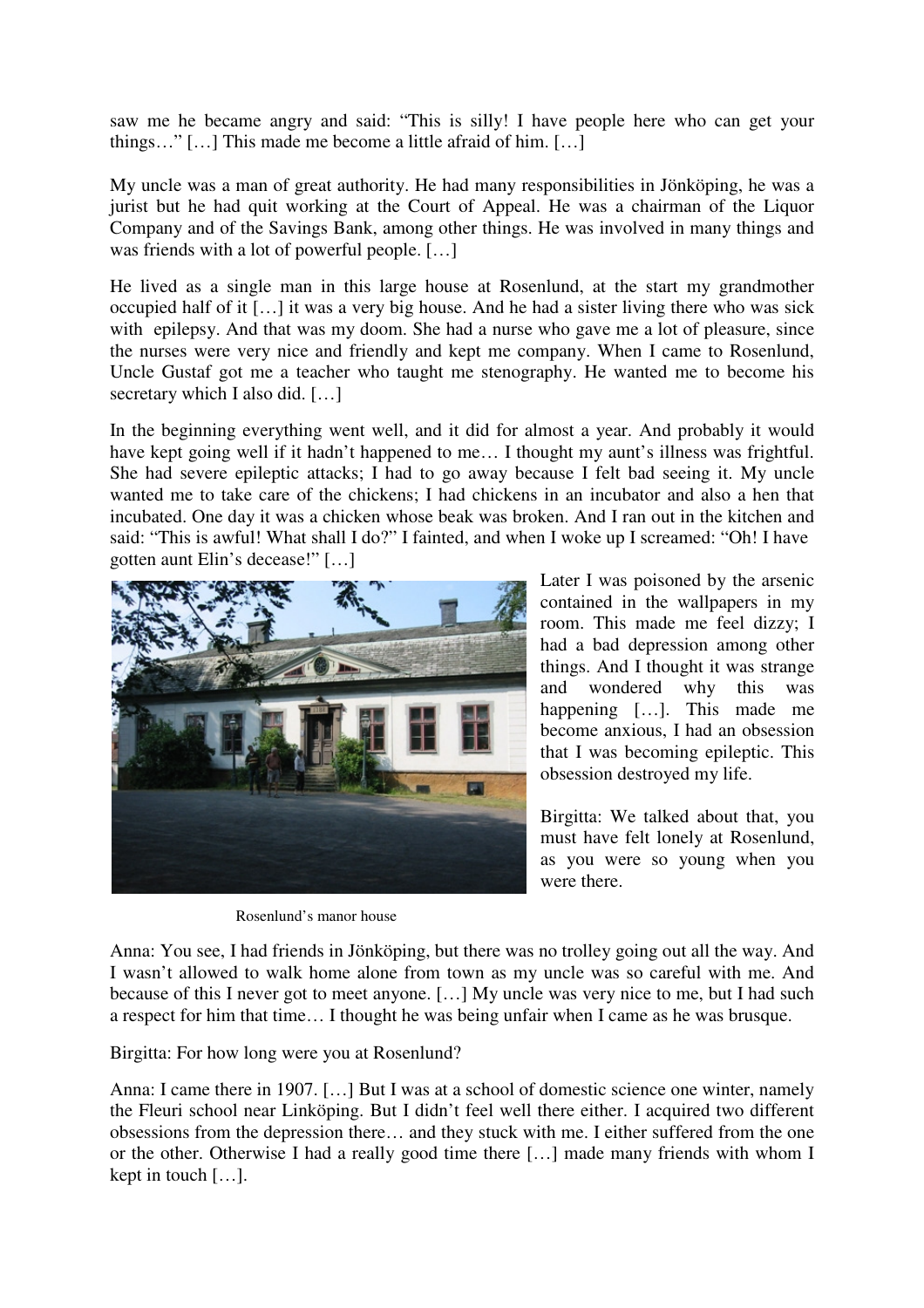saw me he became angry and said: "This is silly! I have people here who can get your things…" […] This made me become a little afraid of him. […]

My uncle was a man of great authority. He had many responsibilities in Jönköping, he was a jurist but he had quit working at the Court of Appeal. He was a chairman of the Liquor Company and of the Savings Bank, among other things. He was involved in many things and was friends with a lot of powerful people. […]

He lived as a single man in this large house at Rosenlund, at the start my grandmother occupied half of it […] it was a very big house. And he had a sister living there who was sick with epilepsy. And that was my doom. She had a nurse who gave me a lot of pleasure, since the nurses were very nice and friendly and kept me company. When I came to Rosenlund, Uncle Gustaf got me a teacher who taught me stenography. He wanted me to become his secretary which I also did. […]

In the beginning everything went well, and it did for almost a year. And probably it would have kept going well if it hadn't happened to me… I thought my aunt's illness was frightful. She had severe epileptic attacks; I had to go away because I felt bad seeing it. My uncle wanted me to take care of the chickens; I had chickens in an incubator and also a hen that incubated. One day it was a chicken whose beak was broken. And I ran out in the kitchen and said: "This is awful! What shall I do?" I fainted, and when I woke up I screamed: "Oh! I have gotten aunt Elin's decease!" […]

Later I was poisoned by the arsenic contained in the wallpapers in my room. This made me feel dizzy; I had a bad depression among other things. And I thought it was strange and wondered why this was happening […]. This made me become anxious, I had an obsession that I was becoming epileptic. This obsession destroyed my life.

Birgitta: We talked about that, you must have felt lonely at Rosenlund, as you were so young when you were there.

Rosenlund's manor house

Anna: You see, I had friends in Jönköping, but there was no trolley going out all the way. And I wasn't allowed to walk home alone from town as my uncle was so careful with me. And because of this I never got to meet anyone. […] My uncle was very nice to me, but I had such a respect for him that time… I thought he was being unfair when I came as he was brusque.

Birgitta: For how long were you at Rosenlund?

Anna: I came there in 1907. […] But I was at a school of domestic science one winter, namely the Fleuri school near Linköping. But I didn't feel well there either. I acquired two different obsessions from the depression there… and they stuck with me. I either suffered from the one or the other. Otherwise I had a really good time there […] made many friends with whom I kept in touch […].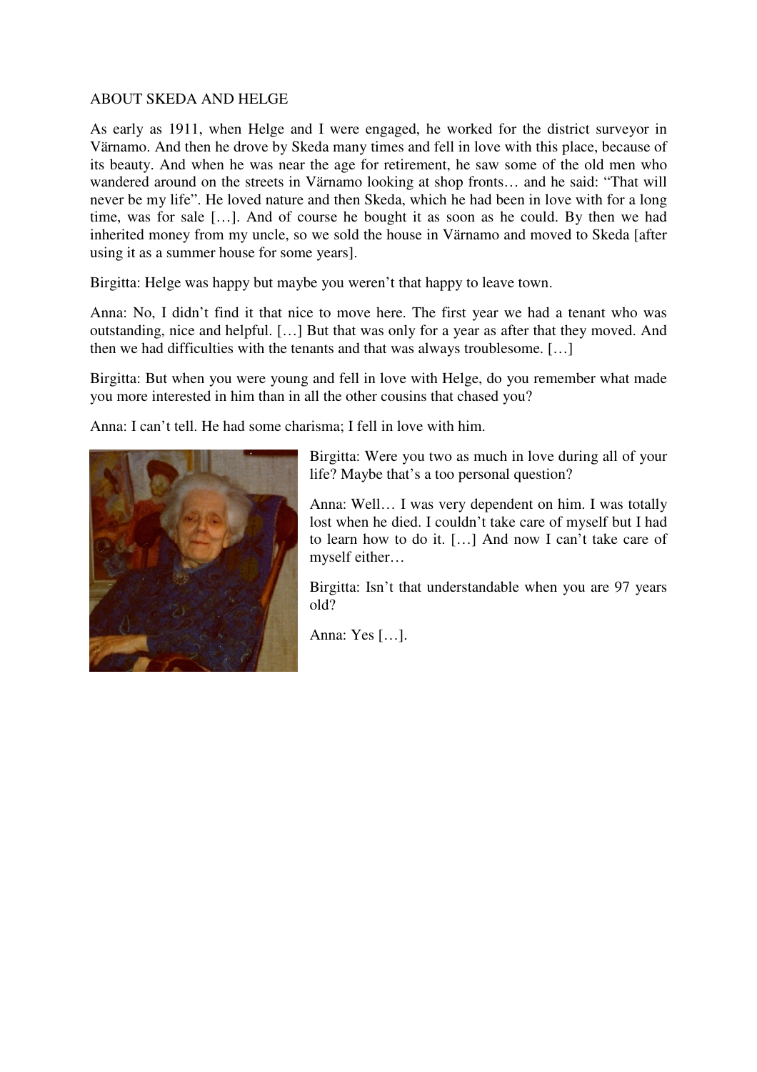ABOUT SKEDA AND HELGE

As early as 1911, when Helge and I were engaged, he worked for the district surveyor in Värnamo. And then he drove by Skeda many times and fell in love with this place, because of its beauty. And when he was near the age for retirement, he saw some of the old men who wandered around on the streets in Värnamo looking at shop fronts… and he said: "That will never be my life". He loved nature and then Skeda, which he had been in love with for a long time, was for sale […]. And of course he bought it as soon as he could. By then we had inherited money from my uncle, so we sold the house in Värnamo and moved to Skeda [after using it as a summer house for some years].

Birgitta: Helge was happy but maybe you weren't that happy to leave town.

Anna: No, I didn't find it that nice to move here. The first year we had a tenant who was outstanding, nice and helpful. […] But that was only for a year as after that they moved. And then we had difficulties with the tenants and that was always troublesome. […]

Birgitta: But when you were young and fell in love with Helge, do you remember what made you more interested in him than in all the other cousins that chased you?

Anna: I can't tell. He had some charisma; I fell in love with him.

Birgitta: Were you two as much in love during all of your life? Maybe that's a too personal question?

Anna: Well… I was very dependent on him. I was totally lost when he died. I couldn't take care of myself but I had to learn how to do it. […] And now I can't take care of myself either…

Birgitta: Isn't that understandable when you are 97 years old?

Anna: Yes […].